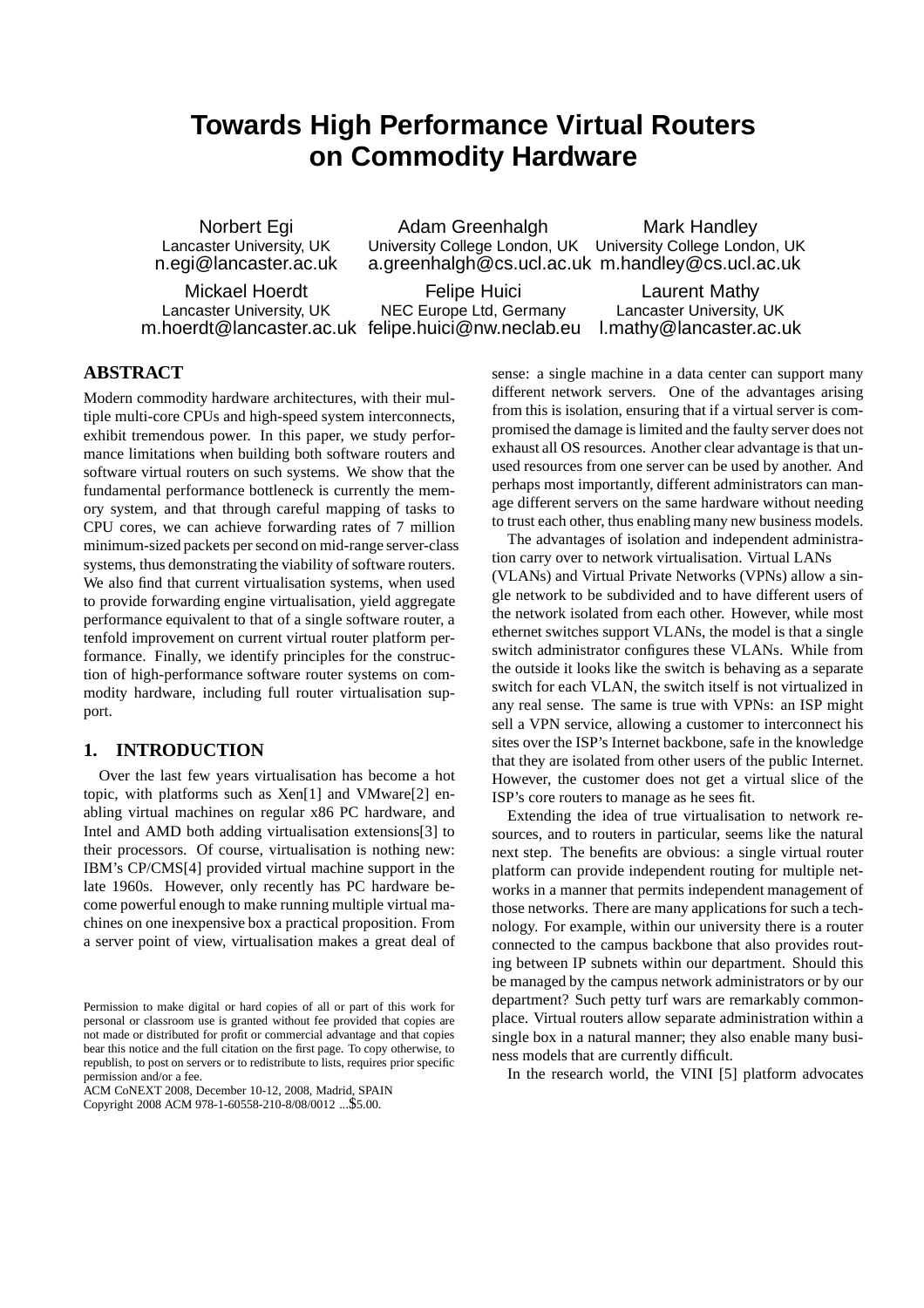# Towards High Performance Virtual Routers on Commodity Hardware

Norbert Egi
Lancaster University, UK
n.egi@lancaster.ac.uk

Adam Greenhalgh
University College London, UK
a.greenhalgh@cs.ucl.ac.uk

Mark Handley
University College London, UK
m.handley@cs.ucl.ac.uk

Mickael Hoerdt
Lancaster University, UK
m.hoerdt@lancaster.ac.uk

Felipe Huici
NEC Europe Ltd, Germany
felipe.huici@nw.neclab.eu

Laurent Mathy
Lancaster University, UK
l.mathy@lancaster.ac.uk

## ABSTRACT

Modern commodity hardware architectures, with their multiple multi-core CPUs and high-speed system interconnects, exhibit tremendous power. In this paper, we study performance limitations when building both software routers and software virtual routers on such systems. We show that the fundamental performance bottleneck is currently the memory system, and that through careful mapping of tasks to CPU cores, we can achieve forwarding rates of 7 million minimum-sized packets per second on mid-range server-class systems, thus demonstrating the viability of software routers. We also find that current virtualisation systems, when used to provide forwarding engine virtualisation, yield aggregate performance equivalent to that of a single software router, a tenfold improvement on current virtual router platform performance. Finally, we identify principles for the construction of high-performance software router systems on commodity hardware, including full router virtualisation support.

## 1. INTRODUCTION

Over the last few years virtualisation has become a hot topic, with platforms such as Xen[1] and VMware[2] enabling virtual machines on regular x86 PC hardware, and Intel and AMD both adding virtualisation extensions[3] to their processors. Of course, virtualisation is nothing new: IBM's CP/CMS[4] provided virtual machine support in the late 1960s. However, only recently has PC hardware become powerful enough to make running multiple virtual machines on one inexpensive box a practical proposition. From a server point of view, virtualisation makes a great deal of sense: a single machine in a data center can support many different network servers. One of the advantages arising from this is isolation, ensuring that if a virtual server is compromised the damage is limited and the faulty server does not exhaust all OS resources. Another clear advantage is that unused resources from one server can be used by another. And perhaps most importantly, different administrators can manage different servers on the same hardware without needing to trust each other, thus enabling many new business models.

The advantages of isolation and independent administration carry over to network virtualisation. Virtual LANs (VLANs) and Virtual Private Networks (VPNs) allow a single network to be subdivided and to have different users of the network isolated from each other. However, while most ethernet switches support VLANs, the model is that a single switch administrator configures these VLANs. While from the outside it looks like the switch is behaving as a separate switch for each VLAN, the switch itself is not virtualized in any real sense. The same is true with VPNs: an ISP might sell a VPN service, allowing a customer to interconnect his sites over the ISP's Internet backbone, safe in the knowledge that they are isolated from other users of the public Internet. However, the customer does not get a virtual slice of the ISP's core routers to manage as he sees fit.

Extending the idea of true virtualisation to network resources, and to routers in particular, seems like the natural next step. The benefits are obvious: a single virtual router platform can provide independent routing for multiple networks in a manner that permits independent management of those networks. There are many applications for such a technology. For example, within our university there is a router connected to the campus backbone that also provides routing between IP subnets within our department. Should this be managed by the campus network administrators or by our department? Such petty turf wars are remarkably commonplace. Virtual routers allow separate administration within a single box in a natural manner; they also enable many business models that are currently difficult.

In the research world, the VINI [5] platform advocates

Permission to make digital or hard copies of all or part of this work for personal or classroom use is granted without fee provided that copies are not made or distributed for profit or commercial advantage and that copies bear this notice and the full citation on the first page. To copy otherwise, to republish, to post on servers or to redistribute to lists, requires prior specific permission and/or a fee.
ACM CoNEXT 2008, December 10-12, 2008, Madrid, SPAIN
Copyright 2008 ACM 978-1-60558-210-8/08/0012 ...$5.00.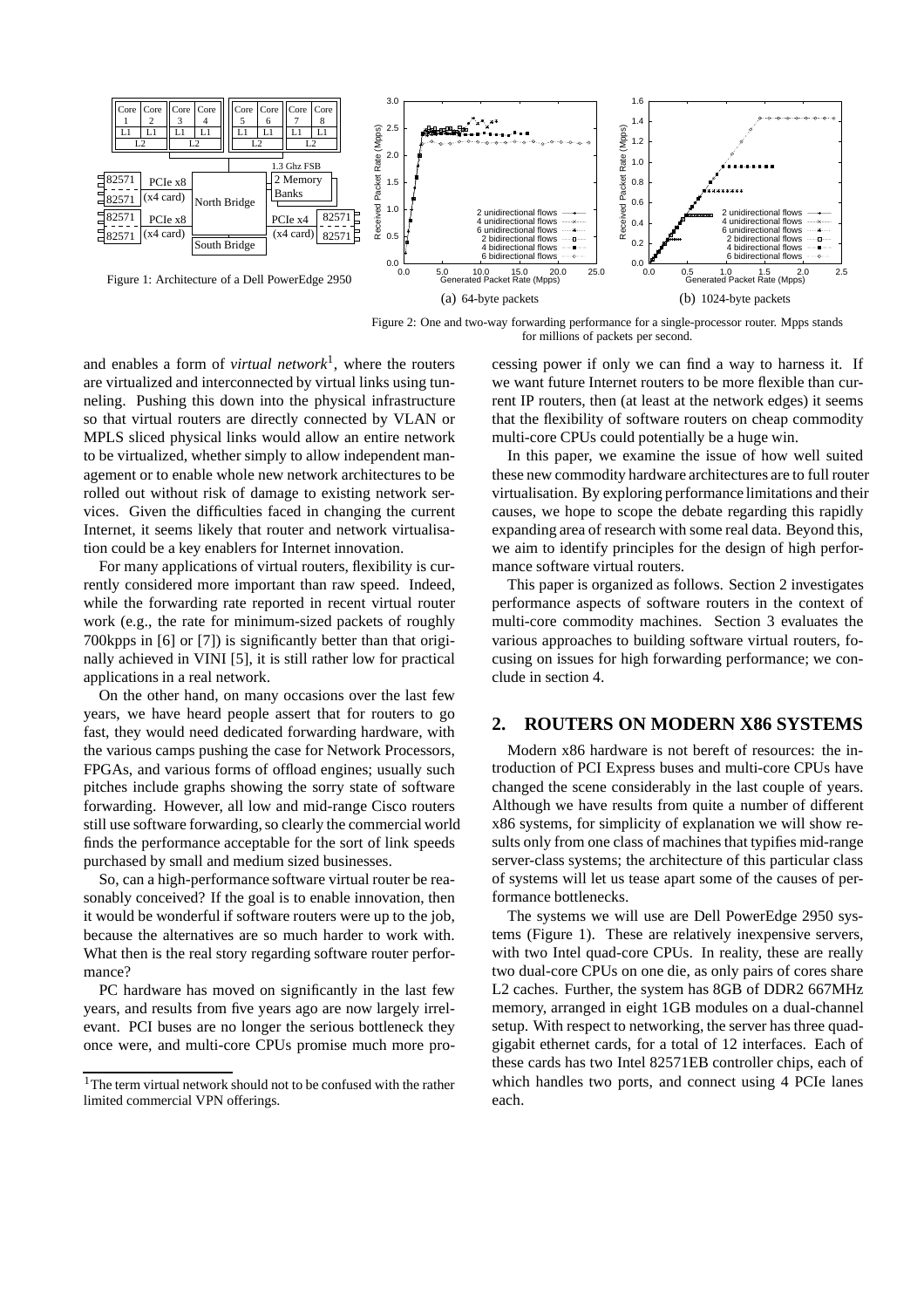Figure 1: Architecture of a Dell PowerEdge 2950

(a) 64-byte packets

(b) 1024-byte packets

Figure 2: One and two-way forwarding performance for a single-processor router. Mpps stands for millions of packets per second.

and enables a form of *virtual network*[1], where the routers are virtualized and interconnected by virtual links using tunneling. Pushing this down into the physical infrastructure so that virtual routers are directly connected by VLAN or MPLS sliced physical links would allow an entire network to be virtualized, whether simply to allow independent management or to enable whole new network architectures to be rolled out without risk of damage to existing network services. Given the difficulties faced in changing the current Internet, it seems likely that router and network virtualisation could be a key enablers for Internet innovation.

For many applications of virtual routers, flexibility is currently considered more important than raw speed. Indeed, while the forwarding rate reported in recent virtual router work (e.g., the rate for minimum-sized packets of roughly 700kpps in [6] or [7]) is significantly better than that originally achieved in VINI [5], it is still rather low for practical applications in a real network.

On the other hand, on many occasions over the last few years, we have heard people assert that for routers to go fast, they would need dedicated forwarding hardware, with the various camps pushing the case for Network Processors, FPGAs, and various forms of offload engines; usually such pitches include graphs showing the sorry state of software forwarding. However, all low and mid-range Cisco routers still use software forwarding, so clearly the commercial world finds the performance acceptable for the sort of link speeds purchased by small and medium sized businesses.

So, can a high-performance software virtual router be reasonably conceived? If the goal is to enable innovation, then it would be wonderful if software routers were up to the job, because the alternatives are so much harder to work with. What then is the real story regarding software router performance?

PC hardware has moved on significantly in the last few years, and results from five years ago are now largely irrelevant. PCI buses are no longer the serious bottleneck they once were, and multi-core CPUs promise much more processing power if only we can find a way to harness it. If we want future Internet routers to be more flexible than current IP routers, then (at least at the network edges) it seems that the flexibility of software routers on cheap commodity multi-core CPUs could potentially be a huge win.

In this paper, we examine the issue of how well suited these new commodity hardware architectures are to full router virtualisation. By exploring performance limitations and their causes, we hope to scope the debate regarding this rapidly expanding area of research with some real data. Beyond this, we aim to identify principles for the design of high performance software virtual routers.

This paper is organized as follows. Section 2 investigates performance aspects of software routers in the context of multi-core commodity machines. Section 3 evaluates the various approaches to building software virtual routers, focusing on issues for high forwarding performance; we conclude in section 4.

## 2. ROUTERS ON MODERN X86 SYSTEMS

Modern x86 hardware is not bereft of resources: the introduction of PCI Express buses and multi-core CPUs have changed the scene considerably in the last couple of years. Although we have results from quite a number of different x86 systems, for simplicity of explanation we will show results only from one class of machines that typifies mid-range server-class systems; the architecture of this particular class of systems will let us tease apart some of the causes of performance bottlenecks.

The systems we will use are Dell PowerEdge 2950 systems (Figure 1). These are relatively inexpensive servers, with two Intel quad-core CPUs. In reality, these are really two dual-core CPUs on one die, as only pairs of cores share L2 caches. Further, the system has 8GB of DDR2 667MHz memory, arranged in eight 1GB modules on a dual-channel setup. With respect to networking, the server has three quad-gigabit ethernet cards, for a total of 12 interfaces. Each of these cards has two Intel 82571EB controller chips, each of which handles two ports, and connect using 4 PCIe lanes each.

[1] The term virtual network should not to be confused with the rather limited commercial VPN offerings.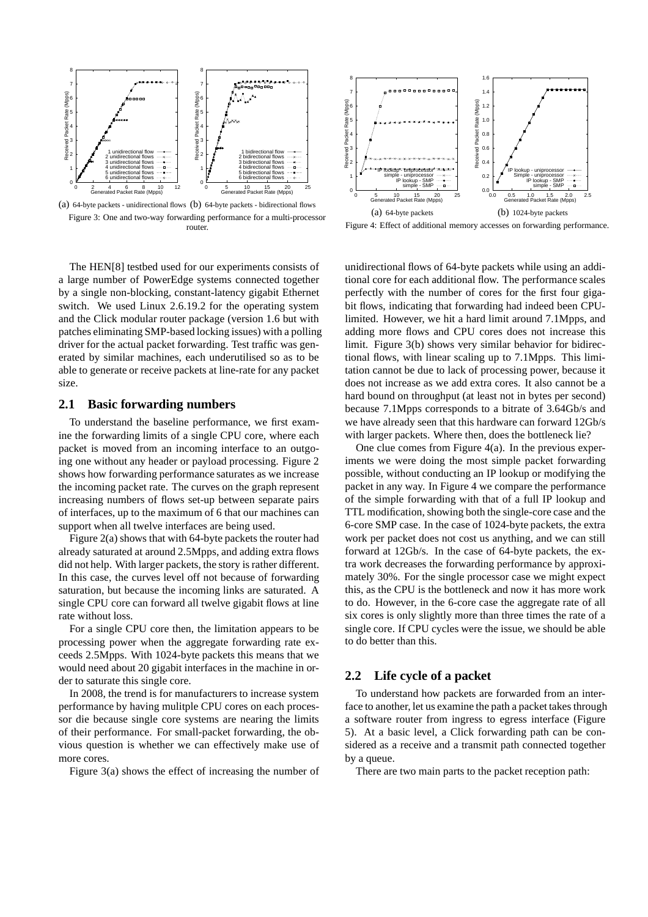(a) 64-byte packets - unidirectional flows (b) 64-byte packets - bidirectional flows

Figure 3: One and two-way forwarding performance for a multi-processor router.

(a) 64-byte packets (b) 1024-byte packets

Figure 4: Effect of additional memory accesses on forwarding performance.

The HEN[8] testbed used for our experiments consists of a large number of PowerEdge systems connected together by a single non-blocking, constant-latency gigabit Ethernet switch. We used Linux 2.6.19.2 for the operating system and the Click modular router package (version 1.6 but with patches eliminating SMP-based locking issues) with a polling driver for the actual packet forwarding. Test traffic was generated by similar machines, each underutilised so as to be able to generate or receive packets at line-rate for any packet size.

## 2.1 Basic forwarding numbers

To understand the baseline performance, we first examine the forwarding limits of a single CPU core, where each packet is moved from an incoming interface to an outgoing one without any header or payload processing. Figure 2 shows how forwarding performance saturates as we increase the incoming packet rate. The curves on the graph represent increasing numbers of flows set-up between separate pairs of interfaces, up to the maximum of 6 that our machines can support when all twelve interfaces are being used.

Figure 2(a) shows that with 64-byte packets the router had already saturated at around 2.5Mpps, and adding extra flows did not help. With larger packets, the story is rather different. In this case, the curves level off not because of forwarding saturation, but because the incoming links are saturated. A single CPU core can forward all twelve gigabit flows at line rate without loss.

For a single CPU core then, the limitation appears to be processing power when the aggregate forwarding rate exceeds 2.5Mpps. With 1024-byte packets this means that we would need about 20 gigabit interfaces in the machine in order to saturate this single core.

In 2008, the trend is for manufacturers to increase system performance by having mulitple CPU cores on each processor die because single core systems are nearing the limits of their performance. For small-packet forwarding, the obvious question is whether we can effectively make use of more cores.

Figure 3(a) shows the effect of increasing the number of unidirectional flows of 64-byte packets while using an additional core for each additional flow. The performance scales perfectly with the number of cores for the first four gigabit flows, indicating that forwarding had indeed been CPU-limited. However, we hit a hard limit around 7.1Mpps, and adding more flows and CPU cores does not increase this limit. Figure 3(b) shows very similar behavior for bidirectional flows, with linear scaling up to 7.1Mpps. This limitation cannot be due to lack of processing power, because it does not increase as we add extra cores. It also cannot be a hard bound on throughput (at least not in bytes per second) because 7.1Mpps corresponds to a bitrate of 3.64Gb/s and we have already seen that this hardware can forward 12Gb/s with larger packets. Where then, does the bottleneck lie?

One clue comes from Figure 4(a). In the previous experiments we were doing the most simple packet forwarding possible, without conducting an IP lookup or modifying the packet in any way. In Figure 4 we compare the performance of the simple forwarding with that of a full IP lookup and TTL modification, showing both the single-core case and the 6-core SMP case. In the case of 1024-byte packets, the extra work per packet does not cost us anything, and we can still forward at 12Gb/s. In the case of 64-byte packets, the extra work decreases the forwarding performance by approximately 30%. For the single processor case we might expect this, as the CPU is the bottleneck and now it has more work to do. However, in the 6-core case the aggregate rate of all six cores is only slightly more than three times the rate of a single core. If CPU cycles were the issue, we should be able to do better than this.

## 2.2 Life cycle of a packet

To understand how packets are forwarded from an interface to another, let us examine the path a packet takes through a software router from ingress to egress interface (Figure 5). At a basic level, a Click forwarding path can be considered as a receive and a transmit path connected together by a queue.

There are two main parts to the packet reception path: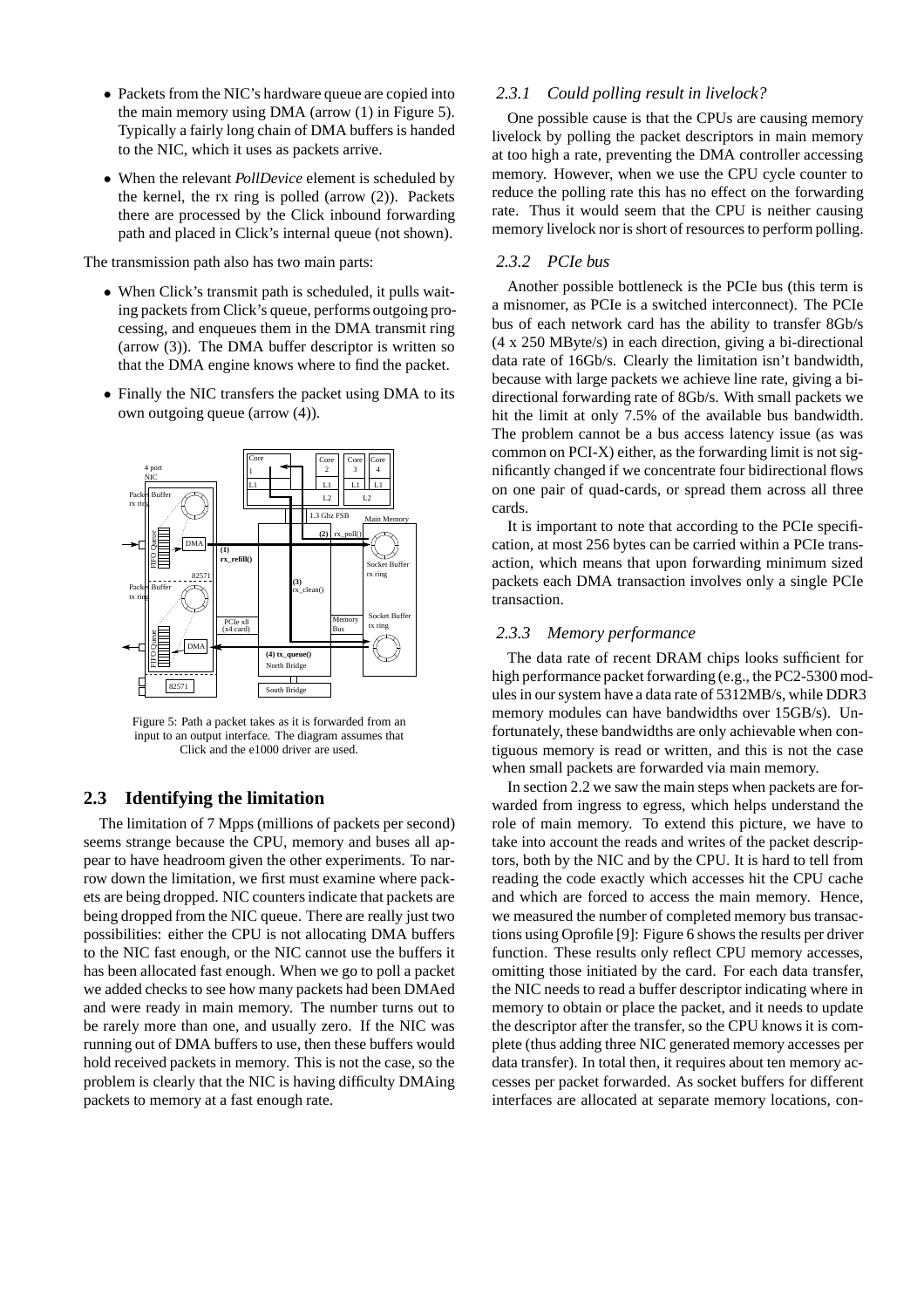- Packets from the NIC's hardware queue are copied into the main memory using DMA (arrow (1) in Figure 5). Typically a fairly long chain of DMA buffers is handed to the NIC, which it uses as packets arrive.
- When the relevant *PollDevice* element is scheduled by the kernel, the rx ring is polled (arrow (2)). Packets there are processed by the Click inbound forwarding path and placed in Click's internal queue (not shown).

The transmission path also has two main parts:

- When Click's transmit path is scheduled, it pulls waiting packets from Click's queue, performs outgoing processing, and enqueues them in the DMA transmit ring (arrow (3)). The DMA buffer descriptor is written so that the DMA engine knows where to find the packet.
- Finally the NIC transfers the packet using DMA to its own outgoing queue (arrow (4)).

Figure 5: Path a packet takes as it is forwarded from an input to an output interface. The diagram assumes that Click and the e1000 driver are used.

## 2.3 Identifying the limitation

The limitation of 7 Mpps (millions of packets per second) seems strange because the CPU, memory and buses all appear to have headroom given the other experiments. To narrow down the limitation, we first must examine where packets are being dropped. NIC counters indicate that packets are being dropped from the NIC queue. There are really just two possibilities: either the CPU is not allocating DMA buffers to the NIC fast enough, or the NIC cannot use the buffers it has been allocated fast enough. When we go to poll a packet we added checks to see how many packets had been DMAed and were ready in main memory. The number turns out to be rarely more than one, and usually zero. If the NIC was running out of DMA buffers to use, then these buffers would hold received packets in memory. This is not the case, so the problem is clearly that the NIC is having difficulty DMAing packets to memory at a fast enough rate.

### 2.3.1 *Could polling result in livelock?*

One possible cause is that the CPUs are causing memory livelock by polling the packet descriptors in main memory at too high a rate, preventing the DMA controller accessing memory. However, when we use the CPU cycle counter to reduce the polling rate this has no effect on the forwarding rate. Thus it would seem that the CPU is neither causing memory livelock nor is short of resources to perform polling.

### 2.3.2 *PCIe bus*

Another possible bottleneck is the PCIe bus (this term is a misnomer, as PCIe is a switched interconnect). The PCIe bus of each network card has the ability to transfer 8Gb/s (4 x 250 MByte/s) in each direction, giving a bi-directional data rate of 16Gb/s. Clearly the limitation isn't bandwidth, because with large packets we achieve line rate, giving a bi-directional forwarding rate of 8Gb/s. With small packets we hit the limit at only 7.5% of the available bus bandwidth. The problem cannot be a bus access latency issue (as was common on PCI-X) either, as the forwarding limit is not significantly changed if we concentrate four bidirectional flows on one pair of quad-cards, or spread them across all three cards.

It is important to note that according to the PCIe specification, at most 256 bytes can be carried within a PCIe transaction, which means that upon forwarding minimum sized packets each DMA transaction involves only a single PCIe transaction.

### 2.3.3 *Memory performance*

The data rate of recent DRAM chips looks sufficient for high performance packet forwarding (e.g., the PC2-5300 modules in our system have a data rate of 5312MB/s, while DDR3 memory modules can have bandwidths over 15GB/s). Unfortunately, these bandwidths are only achievable when contiguous memory is read or written, and this is not the case when small packets are forwarded via main memory.

In section 2.2 we saw the main steps when packets are forwarded from ingress to egress, which helps understand the role of main memory. To extend this picture, we have to take into account the reads and writes of the packet descriptors, both by the NIC and by the CPU. It is hard to tell from reading the code exactly which accesses hit the CPU cache and which are forced to access the main memory. Hence, we measured the number of completed memory bus transactions using Oprofile [9]: Figure 6 shows the results per driver function. These results only reflect CPU memory accesses, omitting those initiated by the card. For each data transfer, the NIC needs to read a buffer descriptor indicating where in memory to obtain or place the packet, and it needs to update the descriptor after the transfer, so the CPU knows it is complete (thus adding three NIC generated memory accesses per data transfer). In total then, it requires about ten memory accesses per packet forwarded. As socket buffers for different interfaces are allocated at separate memory locations, con-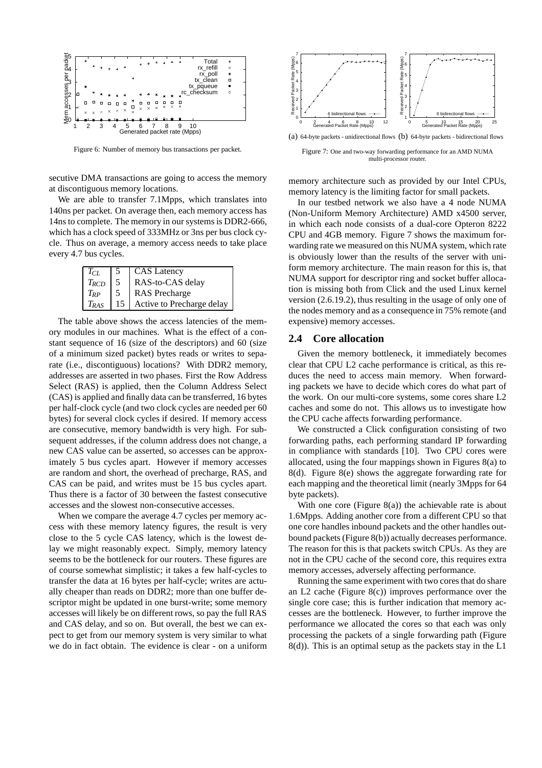Figure 6: Number of memory bus transactions per packet.

secutive DMA transactions are going to access the memory at discontiguous memory locations.

We are able to transfer 7.1Mpps, which translates into 140ns per packet. On average then, each memory access has 14ns to complete. The memory in our systems is DDR2-666, which has a clock speed of 333MHz or 3ns per bus clock cycle. Thus on average, a memory access needs to take place every 4.7 bus cycles.

| | | |
|---|---|---|
| $T_{CL}$ | 5 | CAS Latency |
| $T_{RCD}$ | 5 | RAS-to-CAS delay |
| $T_{RP}$ | 5 | RAS Precharge |
| $T_{RAS}$ | 15 | Active to Precharge delay |

The table above shows the access latencies of the memory modules in our machines. What is the effect of a constant sequence of 16 (size of the descriptors) and 60 (size of a minimum sized packet) bytes reads or writes to separate (i.e., discontiguous) locations? With DDR2 memory, addresses are asserted in two phases. First the Row Address Select (RAS) is applied, then the Column Address Select (CAS) is applied and finally data can be transferred, 16 bytes per half-clock cycle (and two clock cycles are needed per 60 bytes) for several clock cycles if desired. If memory access are consecutive, memory bandwidth is very high. For subsequent addresses, if the column address does not change, a new CAS value can be asserted, so accesses can be approximately 5 bus cycles apart. However if memory accesses are random and short, the overhead of precharge, RAS, and CAS can be paid, and writes must be 15 bus cycles apart. Thus there is a factor of 30 between the fastest consecutive accesses and the slowest non-consecutive accesses.

When we compare the average 4.7 cycles per memory access with these memory latency figures, the result is very close to the 5 cycle CAS latency, which is the lowest delay we might reasonably expect. Simply, memory latency seems to be the bottleneck for our routers. These figures are of course somewhat simplistic; it takes a few half-cycles to transfer the data at 16 bytes per half-cycle; writes are actually cheaper than reads on DDR2; more than one buffer descriptor might be updated in one burst-write; some memory accesses will likely be on different rows, so pay the full RAS and CAS delay, and so on. But overall, the best we can expect to get from our memory system is very similar to what we do in fact obtain. The evidence is clear - on a uniform memory architecture such as provided by our Intel CPUs, memory latency is the limiting factor for small packets.

(a) 64-byte packets - unidirectional flows (b) 64-byte packets - bidirectional flows

Figure 7: One and two-way forwarding performance for an AMD NUMA multi-processor router.

In our testbed network we also have a 4 node NUMA (Non-Uniform Memory Architecture) AMD x4500 server, in which each node consists of a dual-core Opteron 8222 CPU and 4GB memory. Figure 7 shows the maximum forwarding rate we measured on this NUMA system, which rate is obviously lower than the results of the server with uniform memory architecture. The main reason for this is, that NUMA support for descriptor ring and socket buffer allocation is missing both from Click and the used Linux kernel version (2.6.19.2), thus resulting in the usage of only one of the nodes memory and as a consequence in 75% remote (and expensive) memory accesses.

## 2.4 Core allocation

Given the memory bottleneck, it immediately becomes clear that CPU L2 cache performance is critical, as this reduces the need to access main memory. When forwarding packets we have to decide which cores do what part of the work. On our multi-core systems, some cores share L2 caches and some do not. This allows us to investigate how the CPU cache affects forwarding performance.

We constructed a Click configuration consisting of two forwarding paths, each performing standard IP forwarding in compliance with standards [10]. Two CPU cores were allocated, using the four mappings shown in Figures 8(a) to 8(d). Figure 8(e) shows the aggregate forwarding rate for each mapping and the theoretical limit (nearly 3Mpps for 64 byte packets).

With one core (Figure 8(a)) the achievable rate is about 1.6Mpps. Adding another core from a different CPU so that one core handles inbound packets and the other handles outbound packets (Figure 8(b)) actually decreases performance. The reason for this is that packets switch CPUs. As they are not in the CPU cache of the second core, this requires extra memory accesses, adversely affecting performance.

Running the same experiment with two cores that do share an L2 cache (Figure 8(c)) improves performance over the single core case; this is further indication that memory accesses are the bottleneck. However, to further improve the performance we allocated the cores so that each was only processing the packets of a single forwarding path (Figure 8(d)). This is an optimal setup as the packets stay in the L1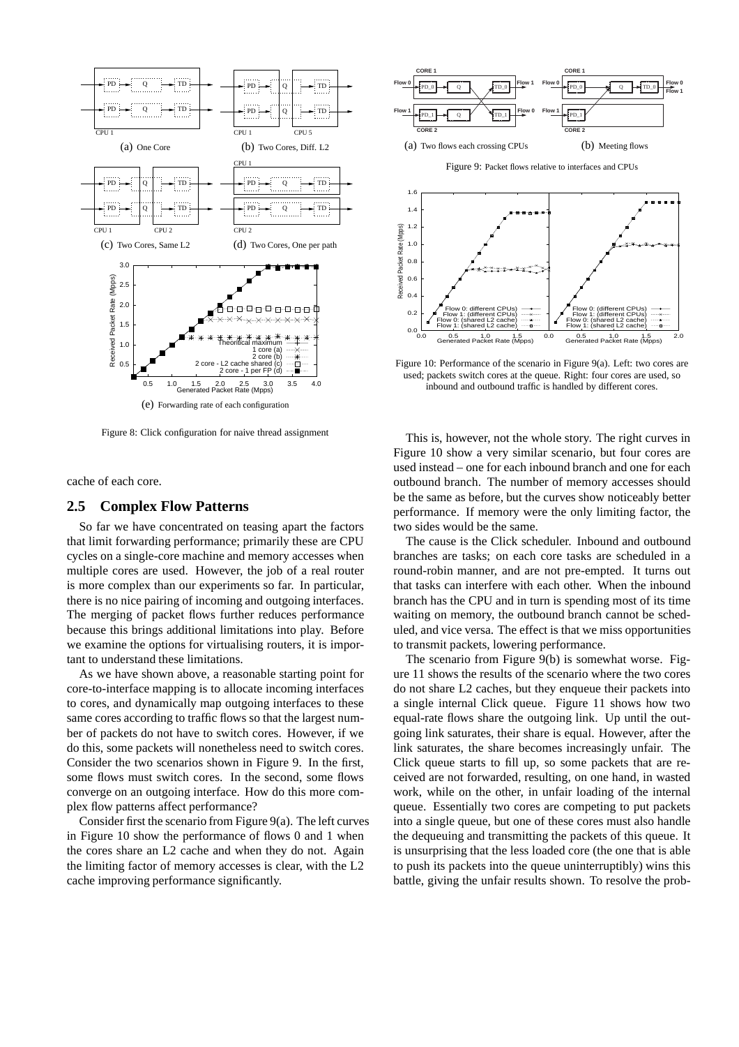(a) One Core

(b) Two Cores, Diff. L2

(c) Two Cores, Same L2

(d) Two Cores, One per path

(e) Forwarding rate of each configuration

Figure 8: Click configuration for naive thread assignment

cache of each core.

## 2.5 Complex Flow Patterns

So far we have concentrated on teasing apart the factors that limit forwarding performance; primarily these are CPU cycles on a single-core machine and memory accesses when multiple cores are used. However, the job of a real router is more complex than our experiments so far. In particular, there is no nice pairing of incoming and outgoing interfaces. The merging of packet flows further reduces performance because this brings additional limitations into play. Before we examine the options for virtualising routers, it is important to understand these limitations.

As we have shown above, a reasonable starting point for core-to-interface mapping is to allocate incoming interfaces to cores, and dynamically map outgoing interfaces to these same cores according to traffic flows so that the largest number of packets do not have to switch cores. However, if we do this, some packets will nonetheless need to switch cores. Consider the two scenarios shown in Figure 9. In the first, some flows must switch cores. In the second, some flows converge on an outgoing interface. How do this more complex flow patterns affect performance?

Consider first the scenario from Figure 9(a). The left curves in Figure 10 show the performance of flows 0 and 1 when the cores share an L2 cache and when they do not. Again the limiting factor of memory accesses is clear, with the L2 cache improving performance significantly.

(a) Two flows each crossing CPUs

(b) Meeting flows

Figure 9: Packet flows relative to interfaces and CPUs

Figure 10: Performance of the scenario in Figure 9(a). Left: two cores are used; packets switch cores at the queue. Right: four cores are used, so inbound and outbound traffic is handled by different cores.

This is, however, not the whole story. The right curves in Figure 10 show a very similar scenario, but four cores are used instead – one for each inbound branch and one for each outbound branch. The number of memory accesses should be the same as before, but the curves show noticeably better performance. If memory were the only limiting factor, the two sides would be the same.

The cause is the Click scheduler. Inbound and outbound branches are tasks; on each core tasks are scheduled in a round-robin manner, and are not pre-empted. It turns out that tasks can interfere with each other. When the inbound branch has the CPU and in turn is spending most of its time waiting on memory, the outbound branch cannot be scheduled, and vice versa. The effect is that we miss opportunities to transmit packets, lowering performance.

The scenario from Figure 9(b) is somewhat worse. Figure 11 shows the results of the scenario where the two cores do not share L2 caches, but they enqueue their packets into a single internal Click queue. Figure 11 shows how two equal-rate flows share the outgoing link. Up until the outgoing link saturates, their share is equal. However, after the link saturates, the share becomes increasingly unfair. The Click queue starts to fill up, so some packets that are received are not forwarded, resulting, on one hand, in wasted work, while on the other, in unfair loading of the internal queue. Essentially two cores are competing to put packets into a single queue, but one of these cores must also handle the dequeuing and transmitting the packets of this queue. It is unsurprising that the less loaded core (the one that is able to push its packets into the queue uninterruptibly) wins this battle, giving the unfair results shown. To resolve the prob-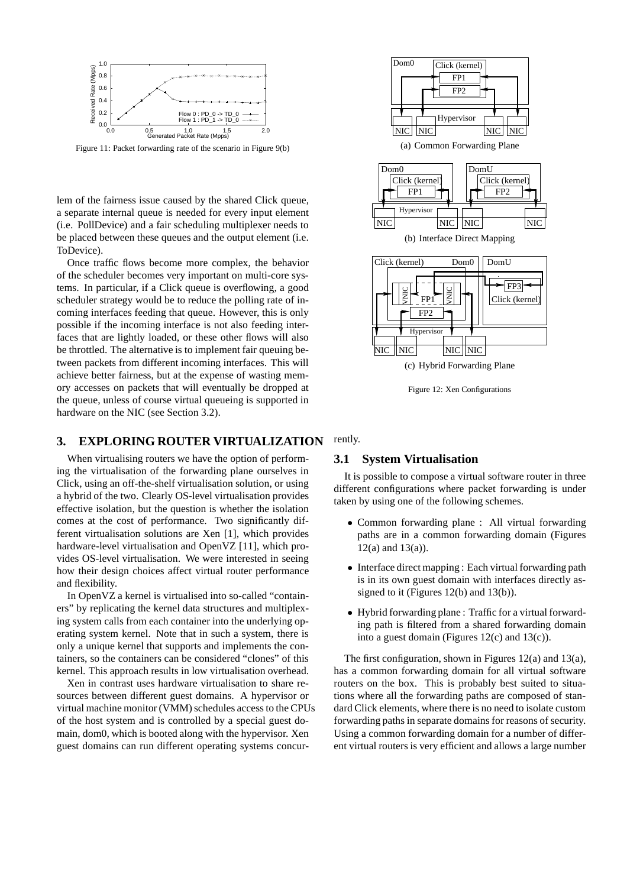Figure 11: Packet forwarding rate of the scenario in Figure 9(b)

lem of the fairness issue caused by the shared Click queue, a separate internal queue is needed for every input element (i.e. PollDevice) and a fair scheduling multiplexer needs to be placed between these queues and the output element (i.e. ToDevice).

Once traffic flows become more complex, the behavior of the scheduler becomes very important on multi-core systems. In particular, if a Click queue is overflowing, a good scheduler strategy would be to reduce the polling rate of incoming interfaces feeding that queue. However, this is only possible if the incoming interface is not also feeding interfaces that are lightly loaded, or these other flows will also be throttled. The alternative is to implement fair queuing between packets from different incoming interfaces. This will achieve better fairness, but at the expense of wasting memory accesses on packets that will eventually be dropped at the queue, unless of course virtual queueing is supported in hardware on the NIC (see Section 3.2).

# 3. EXPLORING ROUTER VIRTUALIZATION

When virtualising routers we have the option of performing the virtualisation of the forwarding plane ourselves in Click, using an off-the-shelf virtualisation solution, or using a hybrid of the two. Clearly OS-level virtualisation provides effective isolation, but the question is whether the isolation comes at the cost of performance. Two significantly different virtualisation solutions are Xen [1], which provides hardware-level virtualisation and OpenVZ [11], which provides OS-level virtualisation. We were interested in seeing how their design choices affect virtual router performance and flexibility.

In OpenVZ a kernel is virtualised into so-called "containers" by replicating the kernel data structures and multiplexing system calls from each container into the underlying operating system kernel. Note that in such a system, there is only a unique kernel that supports and implements the containers, so the containers can be considered "clones" of this kernel. This approach results in low virtualisation overhead.

Xen in contrast uses hardware virtualisation to share resources between different guest domains. A hypervisor or virtual machine monitor (VMM) schedules access to the CPUs of the host system and is controlled by a special guest domain, dom0, which is booted along with the hypervisor. Xen guest domains can run different operating systems concurrently.

(a) Common Forwarding Plane

(b) Interface Direct Mapping

(c) Hybrid Forwarding Plane

Figure 12: Xen Configurations

## 3.1 System Virtualisation

It is possible to compose a virtual software router in three different configurations where packet forwarding is under taken by using one of the following schemes.

- Common forwarding plane : All virtual forwarding paths are in a common forwarding domain (Figures 12(a) and 13(a)).
- Interface direct mapping : Each virtual forwarding path is in its own guest domain with interfaces directly assigned to it (Figures 12(b) and 13(b)).
- Hybrid forwarding plane : Traffic for a virtual forwarding path is filtered from a shared forwarding domain into a guest domain (Figures 12(c) and 13(c)).

The first configuration, shown in Figures 12(a) and 13(a), has a common forwarding domain for all virtual software routers on the box. This is probably best suited to situations where all the forwarding paths are composed of standard Click elements, where there is no need to isolate custom forwarding paths in separate domains for reasons of security. Using a common forwarding domain for a number of different virtual routers is very efficient and allows a large number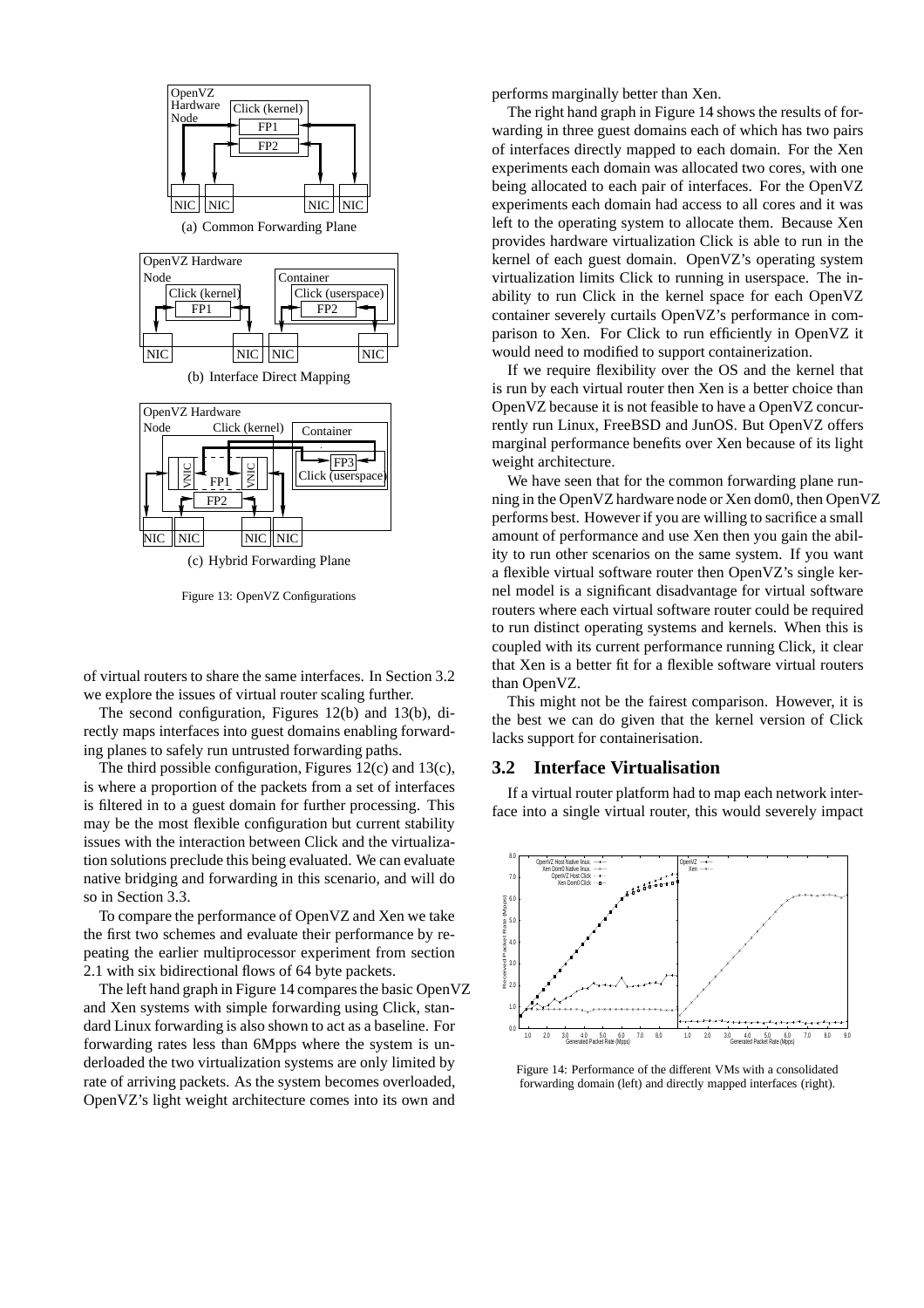(a) Common Forwarding Plane

(b) Interface Direct Mapping

(c) Hybrid Forwarding Plane

Figure 13: OpenVZ Configurations

of virtual routers to share the same interfaces. In Section 3.2 we explore the issues of virtual router scaling further.

The second configuration, Figures 12(b) and 13(b), directly maps interfaces into guest domains enabling forwarding planes to safely run untrusted forwarding paths.

The third possible configuration, Figures 12(c) and 13(c), is where a proportion of the packets from a set of interfaces is filtered in to a guest domain for further processing. This may be the most flexible configuration but current stability issues with the interaction between Click and the virtualization solutions preclude this being evaluated. We can evaluate native bridging and forwarding in this scenario, and will do so in Section 3.3.

To compare the performance of OpenVZ and Xen we take the first two schemes and evaluate their performance by repeating the earlier multiprocessor experiment from section 2.1 with six bidirectional flows of 64 byte packets.

The left hand graph in Figure 14 compares the basic OpenVZ and Xen systems with simple forwarding using Click, standard Linux forwarding is also shown to act as a baseline. For forwarding rates less than 6Mpps where the system is underloaded the two virtualization systems are only limited by rate of arriving packets. As the system becomes overloaded, OpenVZ's light weight architecture comes into its own and performs marginally better than Xen.

The right hand graph in Figure 14 shows the results of forwarding in three guest domains each of which has two pairs of interfaces directly mapped to each domain. For the Xen experiments each domain was allocated two cores, with one being allocated to each pair of interfaces. For the OpenVZ experiments each domain had access to all cores and it was left to the operating system to allocate them. Because Xen provides hardware virtualization Click is able to run in the kernel of each guest domain. OpenVZ's operating system virtualization limits Click to running in userspace. The inability to run Click in the kernel space for each OpenVZ container severely curtails OpenVZ's performance in comparison to Xen. For Click to run efficiently in OpenVZ it would need to modified to support containerization.

If we require flexibility over the OS and the kernel that is run by each virtual router then Xen is a better choice than OpenVZ because it is not feasible to have a OpenVZ concurrently run Linux, FreeBSD and JunOS. But OpenVZ offers marginal performance benefits over Xen because of its light weight architecture.

We have seen that for the common forwarding plane running in the OpenVZ hardware node or Xen dom0, then OpenVZ performs best. However if you are willing to sacrifice a small amount of performance and use Xen then you gain the ability to run other scenarios on the same system. If you want a flexible virtual software router then OpenVZ's single kernel model is a significant disadvantage for virtual software routers where each virtual software router could be required to run distinct operating systems and kernels. When this is coupled with its current performance running Click, it clear that Xen is a better fit for a flexible software virtual routers than OpenVZ.

This might not be the fairest comparison. However, it is the best we can do given that the kernel version of Click lacks support for containerisation.

## 3.2 Interface Virtualisation

If a virtual router platform had to map each network interface into a single virtual router, this would severely impact

Figure 14: Performance of the different VMs with a consolidated forwarding domain (left) and directly mapped interfaces (right).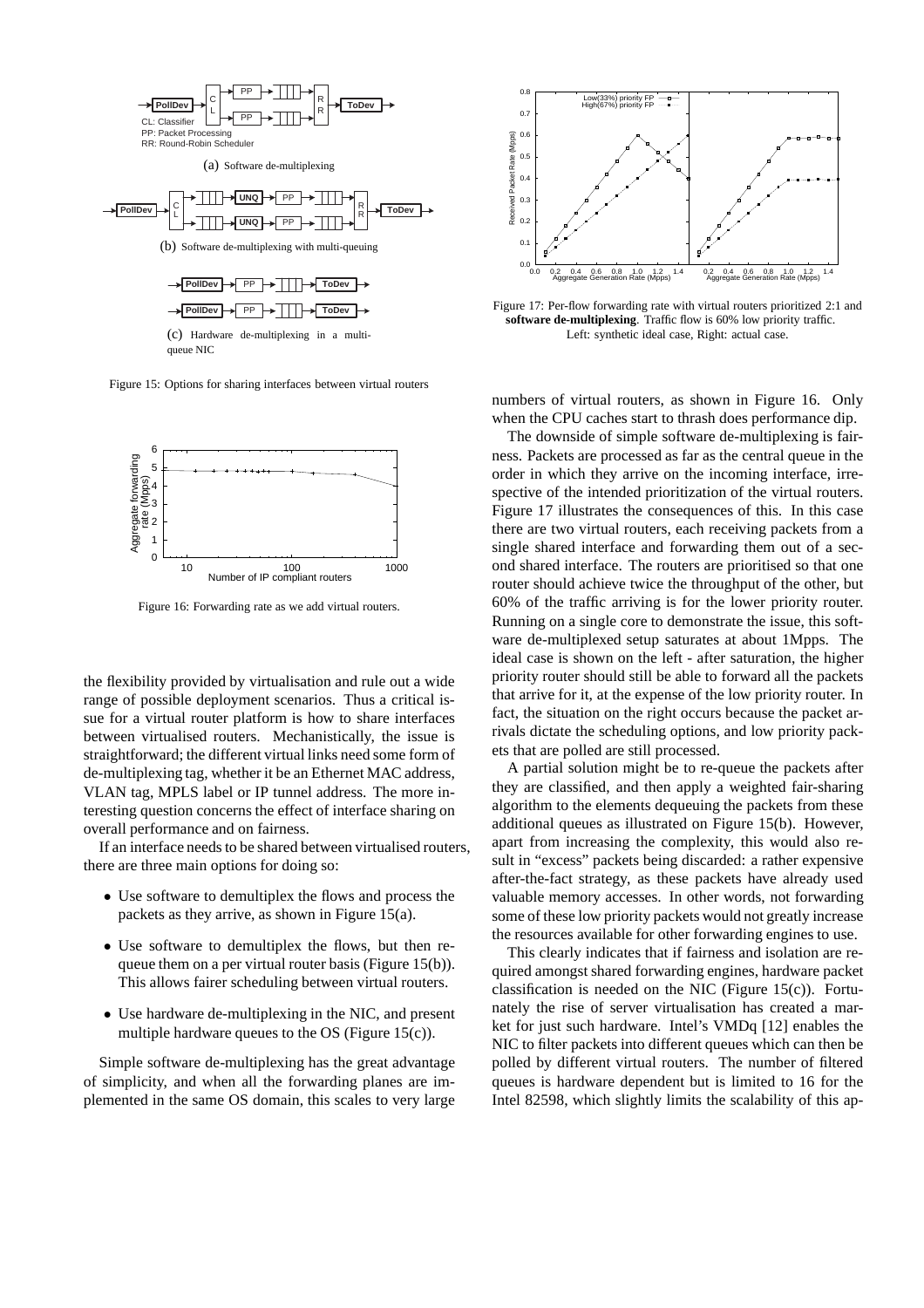(a) Software de-multiplexing

(b) Software de-multiplexing with multi-queuing

(c) Hardware de-multiplexing in a multi-queue NIC

Figure 15: Options for sharing interfaces between virtual routers

Figure 16: Forwarding rate as we add virtual routers.

Figure 17: Per-flow forwarding rate with virtual routers prioritized 2:1 and **software de-multiplexing**. Traffic flow is 60% low priority traffic. Left: synthetic ideal case, Right: actual case.

the flexibility provided by virtualisation and rule out a wide range of possible deployment scenarios. Thus a critical issue for a virtual router platform is how to share interfaces between virtualised routers. Mechanistically, the issue is straightforward; the different virtual links need some form of de-multiplexing tag, whether it be an Ethernet MAC address, VLAN tag, MPLS label or IP tunnel address. The more interesting question concerns the effect of interface sharing on overall performance and on fairness.

If an interface needs to be shared between virtualised routers, there are three main options for doing so:

- Use software to demultiplex the flows and process the packets as they arrive, as shown in Figure 15(a).
- Use software to demultiplex the flows, but then re-queue them on a per virtual router basis (Figure 15(b)). This allows fairer scheduling between virtual routers.
- Use hardware de-multiplexing in the NIC, and present multiple hardware queues to the OS (Figure 15(c)).

Simple software de-multiplexing has the great advantage of simplicity, and when all the forwarding planes are implemented in the same OS domain, this scales to very large numbers of virtual routers, as shown in Figure 16. Only when the CPU caches start to thrash does performance dip.

The downside of simple software de-multiplexing is fairness. Packets are processed as far as the central queue in the order in which they arrive on the incoming interface, irrespective of the intended prioritization of the virtual routers. Figure 17 illustrates the consequences of this. In this case there are two virtual routers, each receiving packets from a single shared interface and forwarding them out of a second shared interface. The routers are prioritised so that one router should achieve twice the throughput of the other, but 60% of the traffic arriving is for the lower priority router. Running on a single core to demonstrate the issue, this software de-multiplexed setup saturates at about 1Mpps. The ideal case is shown on the left - after saturation, the higher priority router should still be able to forward all the packets that arrive for it, at the expense of the low priority router. In fact, the situation on the right occurs because the packet arrivals dictate the scheduling options, and low priority packets that are polled are still processed.

A partial solution might be to re-queue the packets after they are classified, and then apply a weighted fair-sharing algorithm to the elements dequeuing the packets from these additional queues as illustrated on Figure 15(b). However, apart from increasing the complexity, this would also result in "excess" packets being discarded: a rather expensive after-the-fact strategy, as these packets have already used valuable memory accesses. In other words, not forwarding some of these low priority packets would not greatly increase the resources available for other forwarding engines to use.

This clearly indicates that if fairness and isolation are required amongst shared forwarding engines, hardware packet classification is needed on the NIC (Figure 15(c)). Fortunately the rise of server virtualisation has created a market for just such hardware. Intel's VMDq [12] enables the NIC to filter packets into different queues which can then be polled by different virtual routers. The number of filtered queues is hardware dependent but is limited to 16 for the Intel 82598, which slightly limits the scalability of this ap-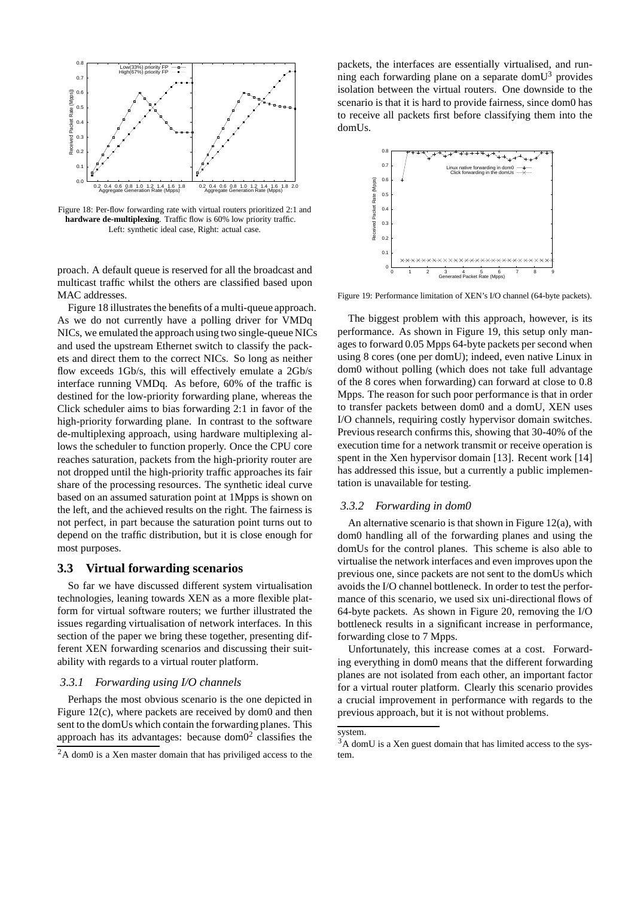Figure 18: Per-flow forwarding rate with virtual routers prioritized 2:1 and **hardware de-multiplexing**. Traffic flow is 60% low priority traffic. Left: synthetic ideal case, Right: actual case.

proach. A default queue is reserved for all the broadcast and multicast traffic whilst the others are classified based upon MAC addresses.

Figure 18 illustrates the benefits of a multi-queue approach. As we do not currently have a polling driver for VMDq NICs, we emulated the approach using two single-queue NICs and used the upstream Ethernet switch to classify the packets and direct them to the correct NICs. So long as neither flow exceeds 1Gb/s, this will effectively emulate a 2Gb/s interface running VMDq. As before, 60% of the traffic is destined for the low-priority forwarding plane, whereas the Click scheduler aims to bias forwarding 2:1 in favor of the high-priority forwarding plane. In contrast to the software de-multiplexing approach, using hardware multiplexing allows the scheduler to function properly. Once the CPU core reaches saturation, packets from the high-priority router are not dropped until the high-priority traffic approaches its fair share of the processing resources. The synthetic ideal curve based on an assumed saturation point at 1Mpps is shown on the left, and the achieved results on the right. The fairness is not perfect, in part because the saturation point turns out to depend on the traffic distribution, but it is close enough for most purposes.

## 3.3 Virtual forwarding scenarios

So far we have discussed different system virtualisation technologies, leaning towards XEN as a more flexible platform for virtual software routers; we further illustrated the issues regarding virtualisation of network interfaces. In this section of the paper we bring these together, presenting different XEN forwarding scenarios and discussing their suitability with regards to a virtual router platform.

### 3.3.1 Forwarding using I/O channels

Perhaps the most obvious scenario is the one depicted in Figure 12(c), where packets are received by dom0 and then sent to the domUs which contain the forwarding planes. This approach has its advantages: because dom0[2] classifies the packets, the interfaces are essentially virtualised, and running each forwarding plane on a separate domU[3] provides isolation between the virtual routers. One downside to the scenario is that it is hard to provide fairness, since dom0 has to receive all packets first before classifying them into the domUs.

Figure 19: Performance limitation of XEN's I/O channel (64-byte packets).

The biggest problem with this approach, however, is its performance. As shown in Figure 19, this setup only manages to forward 0.05 Mpps 64-byte packets per second when using 8 cores (one per domU); indeed, even native Linux in dom0 without polling (which does not take full advantage of the 8 cores when forwarding) can forward at close to 0.8 Mpps. The reason for such poor performance is that in order to transfer packets between dom0 and a domU, XEN uses I/O channels, requiring costly hypervisor domain switches. Previous research confirms this, showing that 30-40% of the execution time for a network transmit or receive operation is spent in the Xen hypervisor domain [13]. Recent work [14] has addressed this issue, but a currently a public implementation is unavailable for testing.

### 3.3.2 Forwarding in dom0

An alternative scenario is that shown in Figure 12(a), with dom0 handling all of the forwarding planes and using the domUs for the control planes. This scheme is also able to virtualise the network interfaces and even improves upon the previous one, since packets are not sent to the domUs which avoids the I/O channel bottleneck. In order to test the performance of this scenario, we used six uni-directional flows of 64-byte packets. As shown in Figure 20, removing the I/O bottleneck results in a significant increase in performance, forwarding close to 7 Mpps.

Unfortunately, this increase comes at a cost. Forwarding everything in dom0 means that the different forwarding planes are not isolated from each other, an important factor for a virtual router platform. Clearly this scenario provides a crucial improvement in performance with regards to the previous approach, but it is not without problems.

[2] A dom0 is a Xen master domain that has priviliged access to the system.

[3] A domU is a Xen guest domain that has limited access to the system.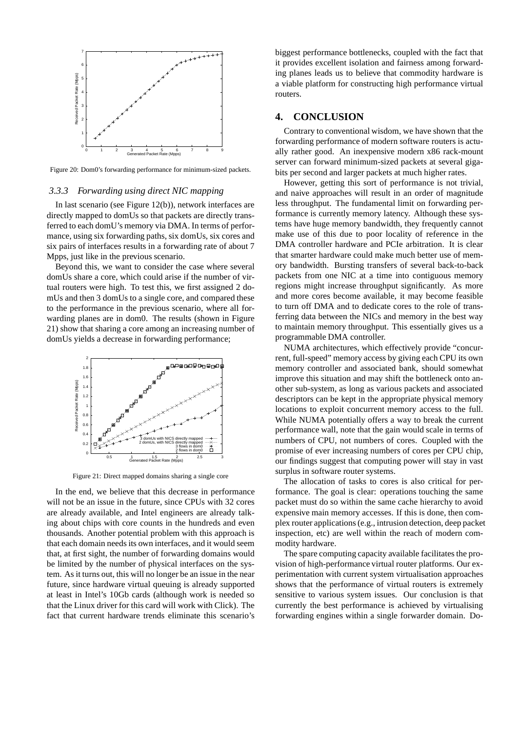Figure 20: Dom0's forwarding performance for minimum-sized packets.

### 3.3.3 *Forwarding using direct NIC mapping*

In last scenario (see Figure 12(b)), network interfaces are directly mapped to domUs so that packets are directly transferred to each domU's memory via DMA. In terms of performance, using six forwarding paths, six domUs, six cores and six pairs of interfaces results in a forwarding rate of about 7 Mpps, just like in the previous scenario.

Beyond this, we want to consider the case where several domUs share a core, which could arise if the number of virtual routers were high. To test this, we first assigned 2 domUs and then 3 domUs to a single core, and compared these to the performance in the previous scenario, where all forwarding planes are in dom0. The results (shown in Figure 21) show that sharing a core among an increasing number of domUs yields a decrease in forwarding performance;

Figure 21: Direct mapped domains sharing a single core

In the end, we believe that this decrease in performance will not be an issue in the future, since CPUs with 32 cores are already available, and Intel engineers are already talking about chips with core counts in the hundreds and even thousands. Another potential problem with this approach is that each domain needs its own interfaces, and it would seem that, at first sight, the number of forwarding domains would be limited by the number of physical interfaces on the system. As it turns out, this will no longer be an issue in the near future, since hardware virtual queuing is already supported at least in Intel's 10Gb cards (although work is needed so that the Linux driver for this card will work with Click). The fact that current hardware trends eliminate this scenario's biggest performance bottlenecks, coupled with the fact that it provides excellent isolation and fairness among forwarding planes leads us to believe that commodity hardware is a viable platform for constructing high performance virtual routers.

## 4. CONCLUSION

Contrary to conventional wisdom, we have shown that the forwarding performance of modern software routers is actually rather good. An inexpensive modern x86 rack-mount server can forward minimum-sized packets at several gigabits per second and larger packets at much higher rates.

However, getting this sort of performance is not trivial, and naive approaches will result in an order of magnitude less throughput. The fundamental limit on forwarding performance is currently memory latency. Although these systems have huge memory bandwidth, they frequently cannot make use of this due to poor locality of reference in the DMA controller hardware and PCIe arbitration. It is clear that smarter hardware could make much better use of memory bandwidth. Bursting transfers of several back-to-back packets from one NIC at a time into contiguous memory regions might increase throughput significantly. As more and more cores become available, it may become feasible to turn off DMA and to dedicate cores to the role of transferring data between the NICs and memory in the best way to maintain memory throughput. This essentially gives us a programmable DMA controller.

NUMA architectures, which effectively provide "concurrent, full-speed" memory access by giving each CPU its own memory controller and associated bank, should somewhat improve this situation and may shift the bottleneck onto another sub-system, as long as various packets and associated descriptors can be kept in the appropriate physical memory locations to exploit concurrent memory access to the full. While NUMA potentially offers a way to break the current performance wall, note that the gain would scale in terms of numbers of CPU, not numbers of cores. Coupled with the promise of ever increasing numbers of cores per CPU chip, our findings suggest that computing power will stay in vast surplus in software router systems.

The allocation of tasks to cores is also critical for performance. The goal is clear: operations touching the same packet must do so within the same cache hierarchy to avoid expensive main memory accesses. If this is done, then complex router applications (e.g., intrusion detection, deep packet inspection, etc) are well within the reach of modern commodity hardware.

The spare computing capacity available facilitates the provision of high-performance virtual router platforms. Our experimentation with current system virtualisation approaches shows that the performance of virtual routers is extremely sensitive to various system issues. Our conclusion is that currently the best performance is achieved by virtualising forwarding engines within a single forwarder domain. Do-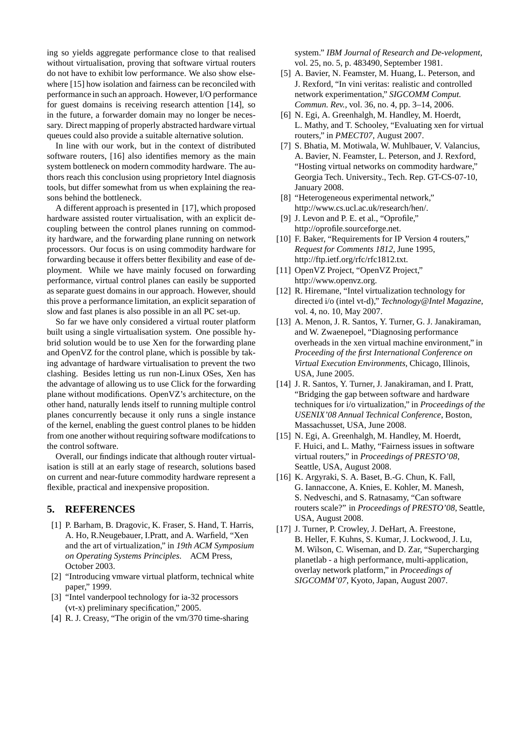ing so yields aggregate performance close to that realised without virtualisation, proving that software virtual routers do not have to exhibit low performance. We also show elsewhere [15] how isolation and fairness can be reconciled with performance in such an approach. However, I/O performance for guest domains is receiving research attention [14], so in the future, a forwarder domain may no longer be necessary. Direct mapping of properly abstracted hardware virtual queues could also provide a suitable alternative solution.

In line with our work, but in the context of distributed software routers, [16] also identifies memory as the main system bottleneck on modern commodity hardware. The authors reach this conclusion using proprietory Intel diagnosis tools, but differ somewhat from us when explaining the reasons behind the bottleneck.

A different approach is presented in [17], which proposed hardware assisted router virtualisation, with an explicit decoupling between the control planes running on commodity hardware, and the forwarding plane running on network processors. Our focus is on using commodity hardware for forwarding because it offers better flexibility and ease of deployment. While we have mainly focused on forwarding performance, virtual control planes can easily be supported as separate guest domains in our approach. However, should this prove a performance limitation, an explicit separation of slow and fast planes is also possible in an all PC set-up.

So far we have only considered a virtual router platform built using a single virtualisation system. One possible hybrid solution would be to use Xen for the forwarding plane and OpenVZ for the control plane, which is possible by taking advantage of hardware virtualisation to prevent the two clashing. Besides letting us run non-Linux OSes, Xen has the advantage of allowing us to use Click for the forwarding plane without modifications. OpenVZ's architecture, on the other hand, naturally lends itself to running multiple control planes concurrently because it only runs a single instance of the kernel, enabling the guest control planes to be hidden from one another without requiring software modifcations to the control software.

Overall, our findings indicate that although router virtualisation is still at an early stage of research, solutions based on current and near-future commodity hardware represent a flexible, practical and inexpensive proposition.

## 5. REFERENCES

[1] P. Barham, B. Dragovic, K. Fraser, S. Hand, T. Harris, A. Ho, R.Neugebauer, I.Pratt, and A. Warfield, "Xen and the art of virtualization," in *19th ACM Symposium on Operating Systems Principles*. ACM Press, October 2003.

[2] "Introducing vmware virtual platform, technical white paper," 1999.

[3] "Intel vanderpool technology for ia-32 processors (vt-x) preliminary specification," 2005.

[4] R. J. Creasy, "The origin of the vm/370 time-sharing system." *IBM Journal of Research and De-velopment*, vol. 25, no. 5, p. 483490, September 1981.

[5] A. Bavier, N. Feamster, M. Huang, L. Peterson, and J. Rexford, "In vini veritas: realistic and controlled network experimentation," *SIGCOMM Comput. Commun. Rev.*, vol. 36, no. 4, pp. 3–14, 2006.

[6] N. Egi, A. Greenhalgh, M. Handley, M. Hoerdt, L. Mathy, and T. Schooley, "Evaluating xen for virtual routers," in *PMECT07*, August 2007.

[7] S. Bhatia, M. Motiwala, W. Muhlbauer, V. Valancius, A. Bavier, N. Feamster, L. Peterson, and J. Rexford, "Hosting virtual networks on commodity hardware," Georgia Tech. University., Tech. Rep. GT-CS-07-10, January 2008.

[8] "Heterogeneous experimental network," http://www.cs.ucl.ac.uk/research/hen/.

[9] J. Levon and P. E. et al., "Oprofile," http://oprofile.sourceforge.net.

[10] F. Baker, "Requirements for IP Version 4 routers," *Request for Comments 1812*, June 1995, http://ftp.ietf.org/rfc/rfc1812.txt.

[11] OpenVZ Project, "OpenVZ Project," http://www.openvz.org.

[12] R. Hiremane, "Intel virtualization technology for directed i/o (intel vt-d)," *Technology@Intel Magazine*, vol. 4, no. 10, May 2007.

[13] A. Menon, J. R. Santos, Y. Turner, G. J. Janakiraman, and W. Zwaenepoel, "Diagnosing performance overheads in the xen virtual machine environment," in *Proceeding of the first International Conference on Virtual Execution Environments*, Chicago, Illinois, USA, June 2005.

[14] J. R. Santos, Y. Turner, J. Janakiraman, and I. Pratt, "Bridging the gap between software and hardware techniques for i/o virtualization," in *Proceedings of the USENIX'08 Annual Technical Conference*, Boston, Massachusset, USA, June 2008.

[15] N. Egi, A. Greenhalgh, M. Handley, M. Hoerdt, F. Huici, and L. Mathy, "Fairness issues in software virtual routers," in *Proceedings of PRESTO'08*, Seattle, USA, August 2008.

[16] K. Argyraki, S. A. Baset, B.-G. Chun, K. Fall, G. Iannaccone, A. Knies, E. Kohler, M. Manesh, S. Nedveschi, and S. Ratnasamy, "Can software routers scale?" in *Proceedings of PRESTO'08*, Seattle, USA, August 2008.

[17] J. Turner, P. Crowley, J. DeHart, A. Freestone, B. Heller, F. Kuhns, S. Kumar, J. Lockwood, J. Lu, M. Wilson, C. Wiseman, and D. Zar, "Supercharging planetlab - a high performance, multi-application, overlay network platform," in *Proceedings of SIGCOMM'07*, Kyoto, Japan, August 2007.